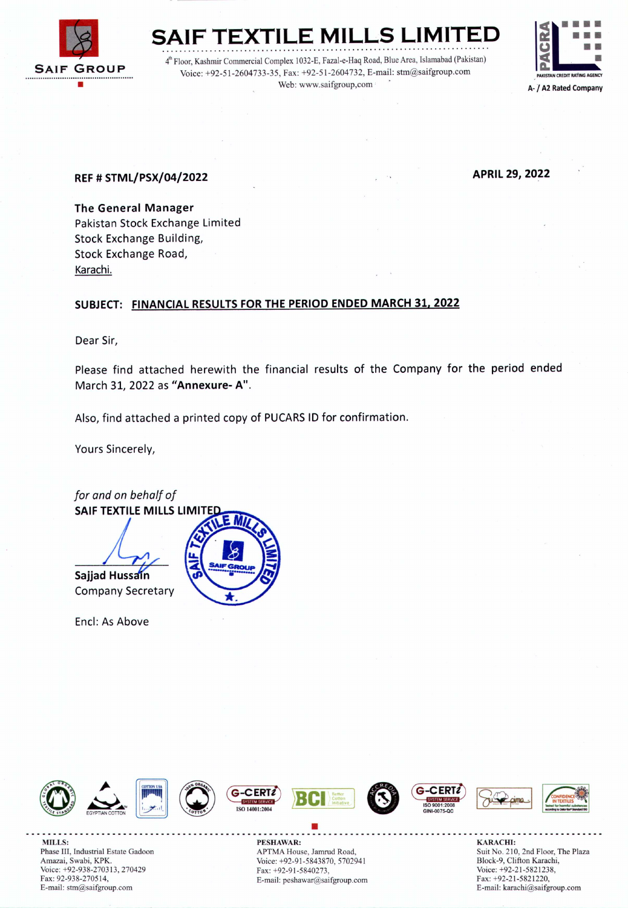# SAIF TEXTILE MILLS LIMITED

SAIF GROUP

4th Floor, Kashmir Commercial Complex 1032-E, Fazal-e-Haq Road, Blue Area, Islamabad (Pakistan)
Voice: +92-51-2604733-35, Fax: +92-51-2604732, E-mail: stm@saifgroup.com
Web: www.saifgroup.com

PACRA PAKISTAN CREDIT RATING AGENCY
A- / A2 Rated Company

**REF # STML/PSX/04/2022**

**APRIL 29, 2022**

**The General Manager**
Pakistan Stock Exchange Limited
Stock Exchange Building,
Stock Exchange Road,
Karachi.

**SUBJECT: FINANCIAL RESULTS FOR THE PERIOD ENDED MARCH 31, 2022**

Dear Sir,

Please find attached herewith the financial results of the Company for the period ended March 31, 2022 as **"Annexure- A"**.

Also, find attached a printed copy of PUCARS ID for confirmation.

Yours Sincerely,

*for and on behalf of*
**SAIF TEXTILE MILLS LIMITED**

**Sajjad Hussain**
Company Secretary

Encl: As Above

ISO 14001:2004 | ISO 9001:2008 GINI-0075-QC

**MILLS:**
Phase III, Industrial Estate Gadoon
Amazai, Swabi, KPK.
Voice: +92-938-270313, 270429
Fax: 92-938-270514,
E-mail: stm@saifgroup.com

**PESHAWAR:**
APTMA House, Jamrud Road,
Voice: +92-91-5843870, 5702941
Fax: +92-91-5840273,
E-mail: peshawar@saifgroup.com

**KARACHI:**
Suit No. 210, 2nd Floor, The Plaza
Block-9, Clifton Karachi,
Voice: +92-21-5821238,
Fax: +92-21-5821220,
E-mail: karachi@saifgroup.com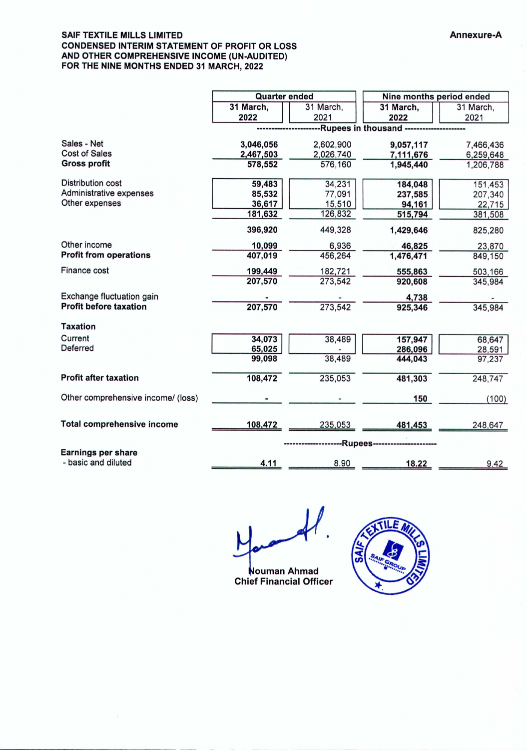**SAIF TEXTILE MILLS LIMITED**
**CONDENSED INTERIM STATEMENT OF PROFIT OR LOSS AND OTHER COMPREHENSIVE INCOME (UN-AUDITED)**
**FOR THE NINE MONTHS ENDED 31 MARCH, 2022**

**Annexure-A**

| | Quarter ended | | Nine months period ended | |
|---|---|---|---|---|
| | **31 March, 2022** | 31 March, 2021 | **31 March, 2022** | 31 March, 2021 |
| | ---Rupees in thousand--- | | | |
| Sales - Net | **3,046,056** | 2,602,900 | **9,057,117** | 7,466,436 |
| Cost of Sales | **2,467,503** | 2,026,740 | **7,111,676** | 6,259,648 |
| **Gross profit** | **578,552** | 576,160 | **1,945,440** | 1,206,788 |
| Distribution cost | **59,483** | 34,231 | **184,048** | 151,453 |
| Administrative expenses | **85,532** | 77,091 | **237,585** | 207,340 |
| Other expenses | **36,617** | 15,510 | **94,161** | 22,715 |
| | **181,632** | 126,832 | **515,794** | 381,508 |
| | **396,920** | 449,328 | **1,429,646** | 825,280 |
| Other income | **10,099** | 6,936 | **46,825** | 23,870 |
| **Profit from operations** | **407,019** | 456,264 | **1,476,471** | 849,150 |
| Finance cost | **199,449** | 182,721 | **555,863** | 503,166 |
| | **207,570** | 273,542 | **920,608** | 345,984 |
| Exchange fluctuation gain | **-** | - | **4,738** | - |
| **Profit before taxation** | **207,570** | 273,542 | **925,346** | 345,984 |
| **Taxation** | | | | |
| Current | **34,073** | 38,489 | **157,947** | 68,647 |
| Deferred | **65,025** | - | **286,096** | 28,591 |
| | **99,098** | 38,489 | **444,043** | 97,237 |
| **Profit after taxation** | **108,472** | 235,053 | **481,303** | 248,747 |
| Other comprehensive income/ (loss) | **-** | - | **150** | (100) |
| **Total comprehensive income** | **108,472** | 235,053 | **481,453** | 248,647 |
| | ---Rupees--- | | | |
| **Earnings per share** - basic and diluted | **4.11** | 8.90 | **18.22** | 9.42 |

Nouman Ahmad
**Chief Financial Officer**

SAIF TEXTILE MILLS LIMITED
SAIF GROUP